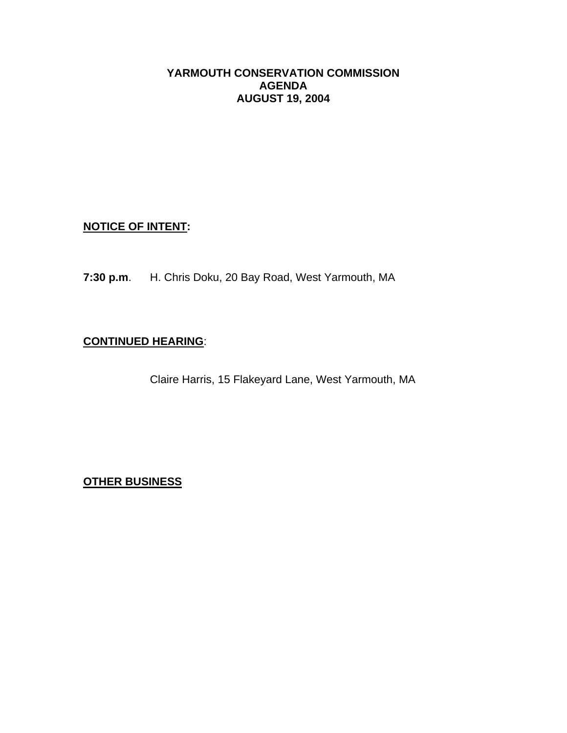# YARMOUTH CONSERVATION COMMISSION
# AGENDA
# AUGUST 19, 2004

**NOTICE OF INTENT:**

**7:30 p.m**. H. Chris Doku, 20 Bay Road, West Yarmouth, MA

**CONTINUED HEARING**:

Claire Harris, 15 Flakeyard Lane, West Yarmouth, MA

**OTHER BUSINESS**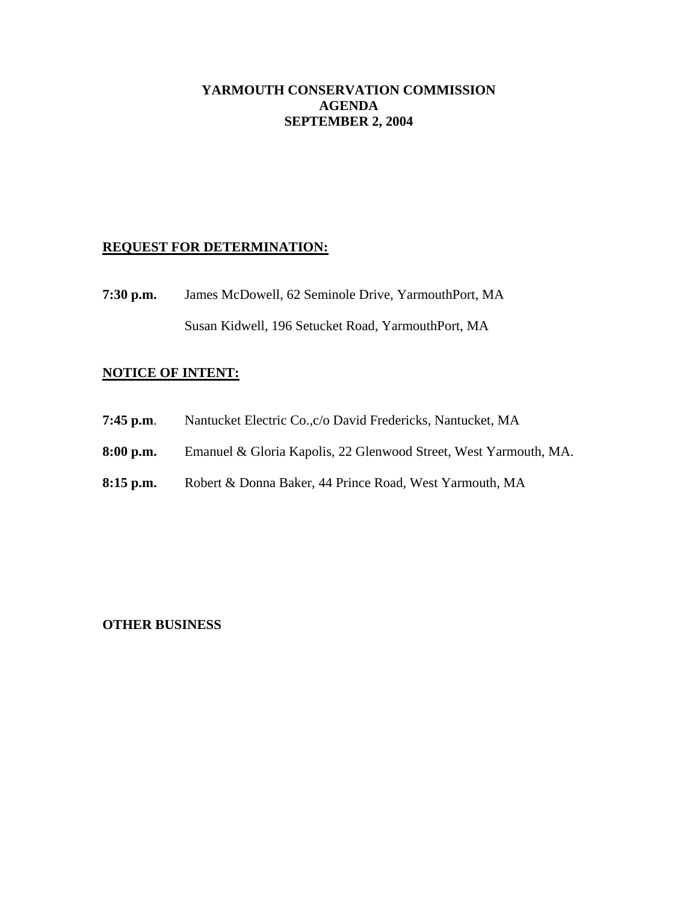# YARMOUTH CONSERVATION COMMISSION
# AGENDA
# SEPTEMBER 2, 2004

## REQUEST FOR DETERMINATION:

**7:30 p.m.** James McDowell, 62 Seminole Drive, YarmouthPort, MA

Susan Kidwell, 196 Setucket Road, YarmouthPort, MA

## NOTICE OF INTENT:

**7:45 p.m**. Nantucket Electric Co.,c/o David Fredericks, Nantucket, MA

**8:00 p.m.** Emanuel & Gloria Kapolis, 22 Glenwood Street, West Yarmouth, MA.

**8:15 p.m.** Robert & Donna Baker, 44 Prince Road, West Yarmouth, MA

**OTHER BUSINESS**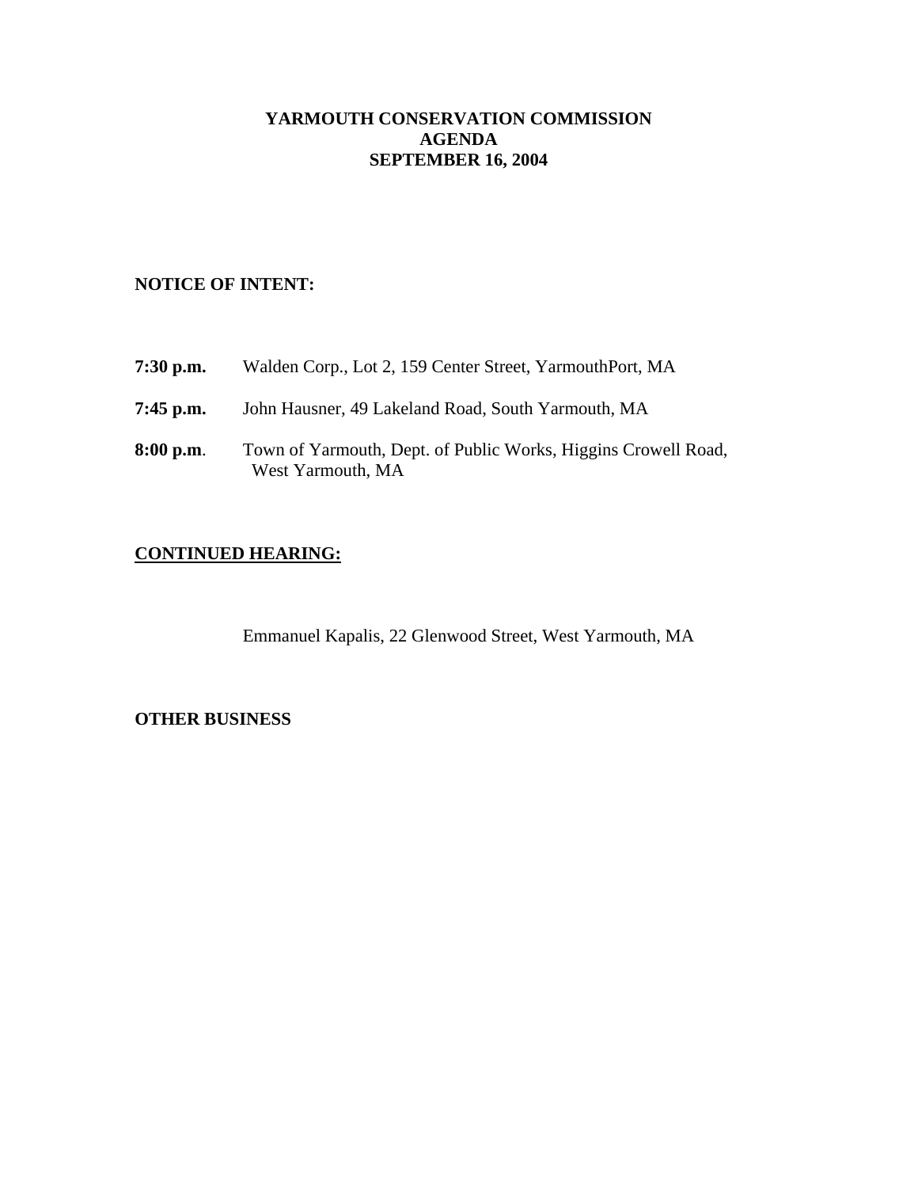# YARMOUTH CONSERVATION COMMISSION
# AGENDA
# SEPTEMBER 16, 2004

## NOTICE OF INTENT:

**7:30 p.m.** Walden Corp., Lot 2, 159 Center Street, YarmouthPort, MA

**7:45 p.m.** John Hausner, 49 Lakeland Road, South Yarmouth, MA

**8:00 p.m**. Town of Yarmouth, Dept. of Public Works, Higgins Crowell Road, West Yarmouth, MA

## <u>CONTINUED HEARING:</u>

Emmanuel Kapalis, 22 Glenwood Street, West Yarmouth, MA

## OTHER BUSINESS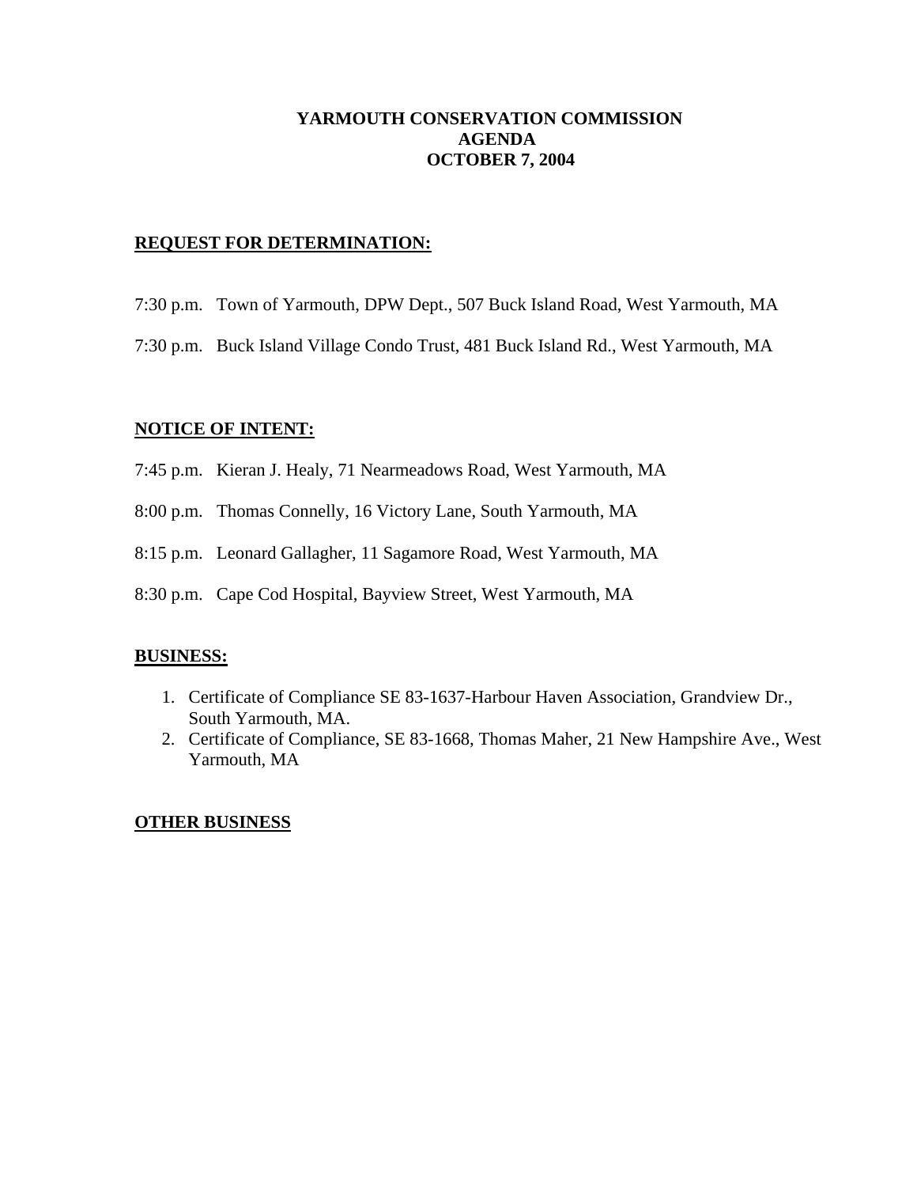# YARMOUTH CONSERVATION COMMISSION
## AGENDA
## OCTOBER 7, 2004

**REQUEST FOR DETERMINATION:**

7:30 p.m. Town of Yarmouth, DPW Dept., 507 Buck Island Road, West Yarmouth, MA

7:30 p.m. Buck Island Village Condo Trust, 481 Buck Island Rd., West Yarmouth, MA

**NOTICE OF INTENT:**

7:45 p.m. Kieran J. Healy, 71 Nearmeadows Road, West Yarmouth, MA

8:00 p.m. Thomas Connelly, 16 Victory Lane, South Yarmouth, MA

8:15 p.m. Leonard Gallagher, 11 Sagamore Road, West Yarmouth, MA

8:30 p.m. Cape Cod Hospital, Bayview Street, West Yarmouth, MA

**BUSINESS:**

1. Certificate of Compliance SE 83-1637-Harbour Haven Association, Grandview Dr., South Yarmouth, MA.
2. Certificate of Compliance, SE 83-1668, Thomas Maher, 21 New Hampshire Ave., West Yarmouth, MA

**OTHER BUSINESS**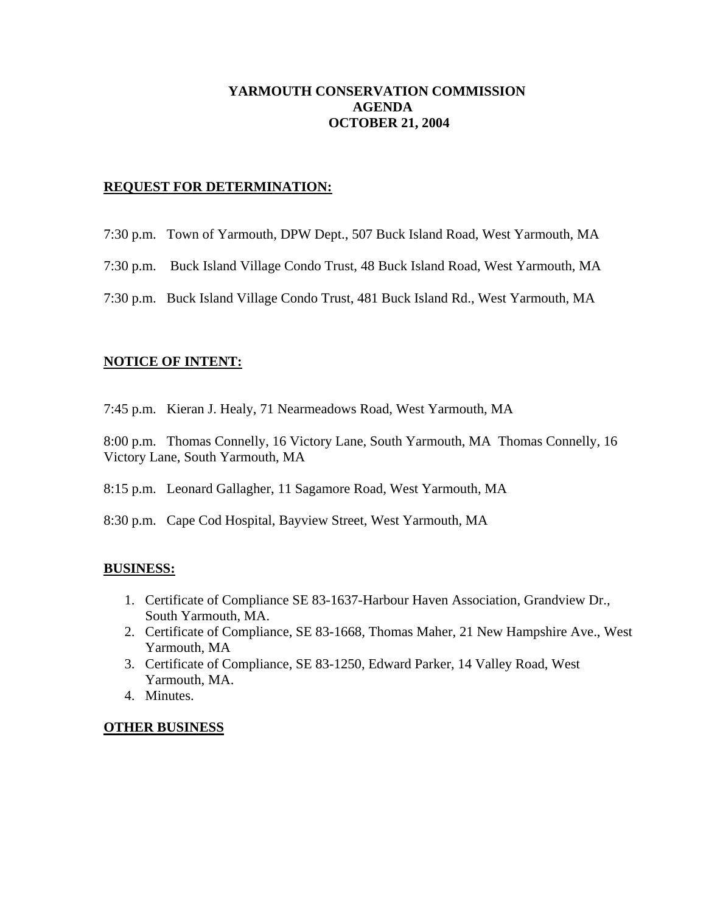# YARMOUTH CONSERVATION COMMISSION
# AGENDA
# OCTOBER 21, 2004

## REQUEST FOR DETERMINATION:

7:30 p.m. Town of Yarmouth, DPW Dept., 507 Buck Island Road, West Yarmouth, MA

7:30 p.m. Buck Island Village Condo Trust, 48 Buck Island Road, West Yarmouth, MA

7:30 p.m. Buck Island Village Condo Trust, 481 Buck Island Rd., West Yarmouth, MA

## NOTICE OF INTENT:

7:45 p.m. Kieran J. Healy, 71 Nearmeadows Road, West Yarmouth, MA

8:00 p.m. Thomas Connelly, 16 Victory Lane, South Yarmouth, MA Thomas Connelly, 16 Victory Lane, South Yarmouth, MA

8:15 p.m. Leonard Gallagher, 11 Sagamore Road, West Yarmouth, MA

8:30 p.m. Cape Cod Hospital, Bayview Street, West Yarmouth, MA

## BUSINESS:

1. Certificate of Compliance SE 83-1637-Harbour Haven Association, Grandview Dr., South Yarmouth, MA.
2. Certificate of Compliance, SE 83-1668, Thomas Maher, 21 New Hampshire Ave., West Yarmouth, MA
3. Certificate of Compliance, SE 83-1250, Edward Parker, 14 Valley Road, West Yarmouth, MA.
4. Minutes.

## OTHER BUSINESS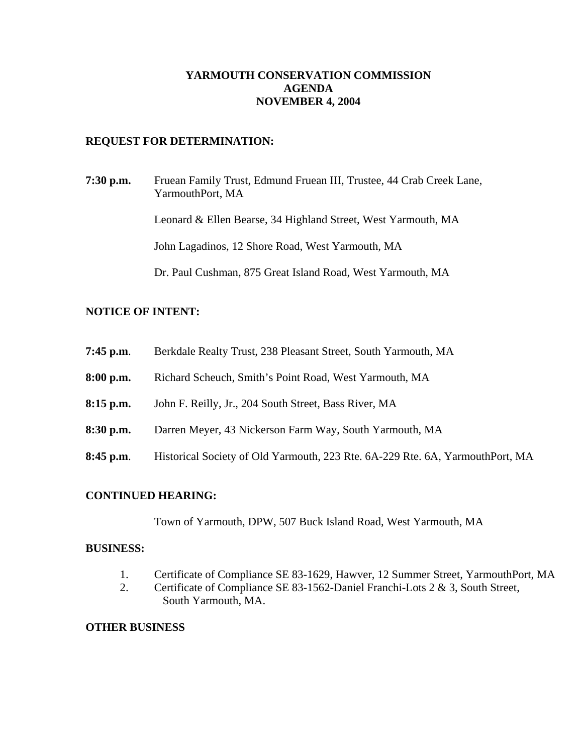# YARMOUTH CONSERVATION COMMISSION
# AGENDA
# NOVEMBER 4, 2004

## REQUEST FOR DETERMINATION:

**7:30 p.m.** Fruean Family Trust, Edmund Fruean III, Trustee, 44 Crab Creek Lane, YarmouthPort, MA

Leonard & Ellen Bearse, 34 Highland Street, West Yarmouth, MA

John Lagadinos, 12 Shore Road, West Yarmouth, MA

Dr. Paul Cushman, 875 Great Island Road, West Yarmouth, MA

## NOTICE OF INTENT:

**7:45 p.m**. Berkdale Realty Trust, 238 Pleasant Street, South Yarmouth, MA

**8:00 p.m.** Richard Scheuch, Smith's Point Road, West Yarmouth, MA

**8:15 p.m.** John F. Reilly, Jr., 204 South Street, Bass River, MA

**8:30 p.m.** Darren Meyer, 43 Nickerson Farm Way, South Yarmouth, MA

**8:45 p.m**. Historical Society of Old Yarmouth, 223 Rte. 6A-229 Rte. 6A, YarmouthPort, MA

## CONTINUED HEARING:

Town of Yarmouth, DPW, 507 Buck Island Road, West Yarmouth, MA

## BUSINESS:

1. Certificate of Compliance SE 83-1629, Hawver, 12 Summer Street, YarmouthPort, MA
2. Certificate of Compliance SE 83-1562-Daniel Franchi-Lots 2 & 3, South Street, South Yarmouth, MA.

## OTHER BUSINESS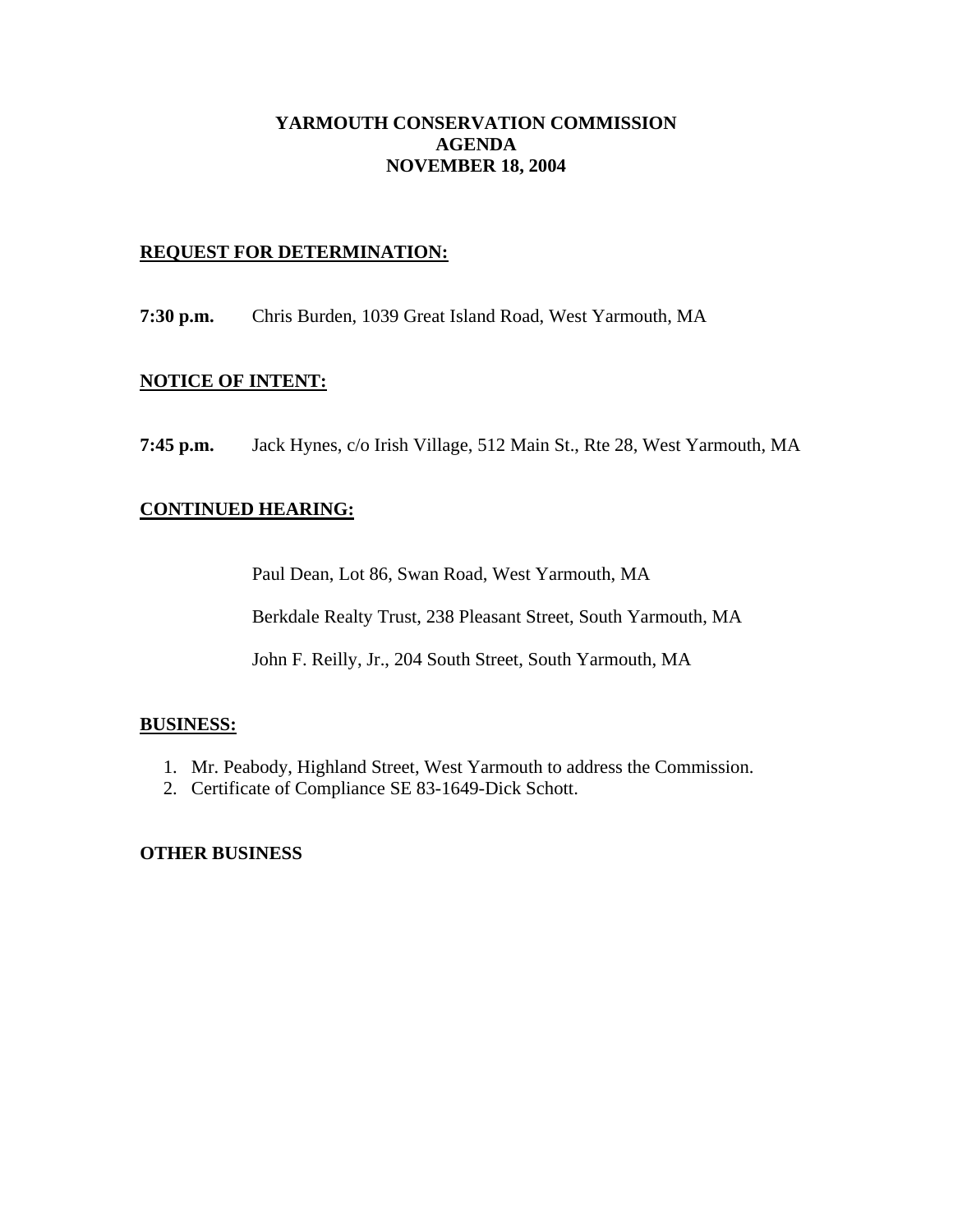# YARMOUTH CONSERVATION COMMISSION
# AGENDA
# NOVEMBER 18, 2004

## REQUEST FOR DETERMINATION:

**7:30 p.m.** Chris Burden, 1039 Great Island Road, West Yarmouth, MA

## NOTICE OF INTENT:

**7:45 p.m.** Jack Hynes, c/o Irish Village, 512 Main St., Rte 28, West Yarmouth, MA

## CONTINUED HEARING:

Paul Dean, Lot 86, Swan Road, West Yarmouth, MA

Berkdale Realty Trust, 238 Pleasant Street, South Yarmouth, MA

John F. Reilly, Jr., 204 South Street, South Yarmouth, MA

## BUSINESS:

1. Mr. Peabody, Highland Street, West Yarmouth to address the Commission.
2. Certificate of Compliance SE 83-1649-Dick Schott.

## OTHER BUSINESS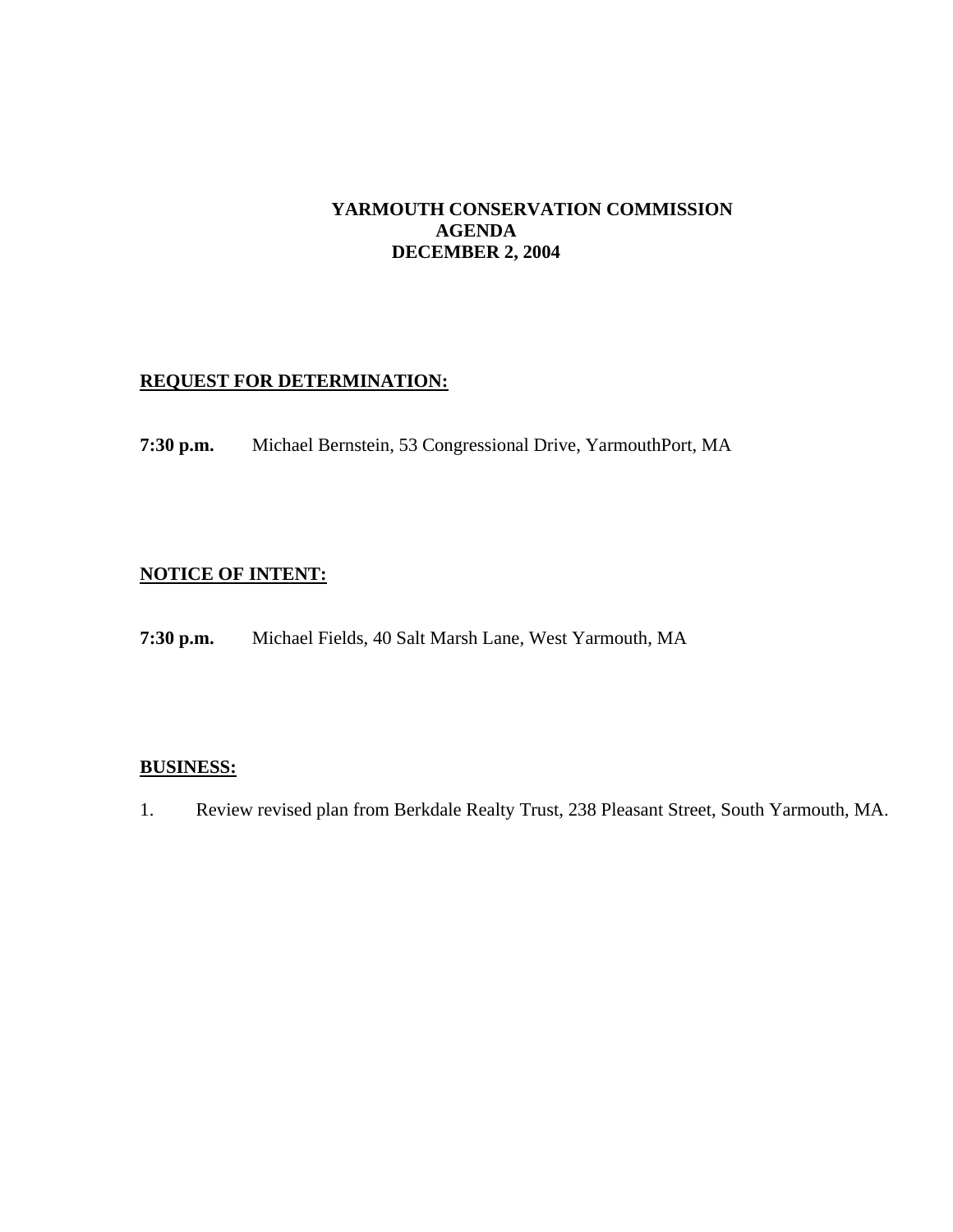# YARMOUTH CONSERVATION COMMISSION
## AGENDA
## DECEMBER 2, 2004

**REQUEST FOR DETERMINATION:**

**7:30 p.m.** Michael Bernstein, 53 Congressional Drive, YarmouthPort, MA

**NOTICE OF INTENT:**

**7:30 p.m.** Michael Fields, 40 Salt Marsh Lane, West Yarmouth, MA

**BUSINESS:**

1. Review revised plan from Berkdale Realty Trust, 238 Pleasant Street, South Yarmouth, MA.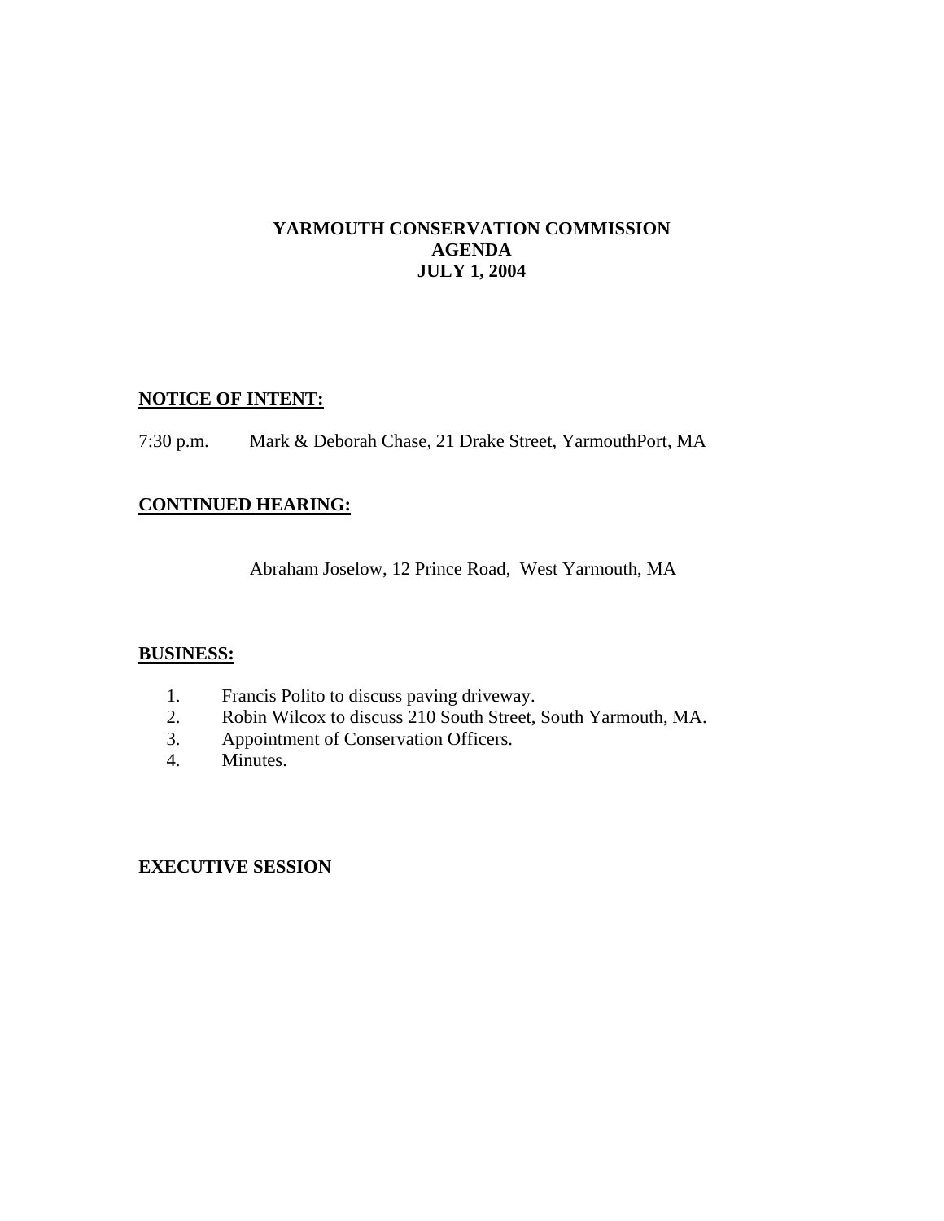# YARMOUTH CONSERVATION COMMISSION
# AGENDA
# JULY 1, 2004

**NOTICE OF INTENT:**

7:30 p.m. Mark & Deborah Chase, 21 Drake Street, YarmouthPort, MA

**CONTINUED HEARING:**

Abraham Joselow, 12 Prince Road, West Yarmouth, MA

**BUSINESS:**

1. Francis Polito to discuss paving driveway.
2. Robin Wilcox to discuss 210 South Street, South Yarmouth, MA.
3. Appointment of Conservation Officers.
4. Minutes.

**EXECUTIVE SESSION**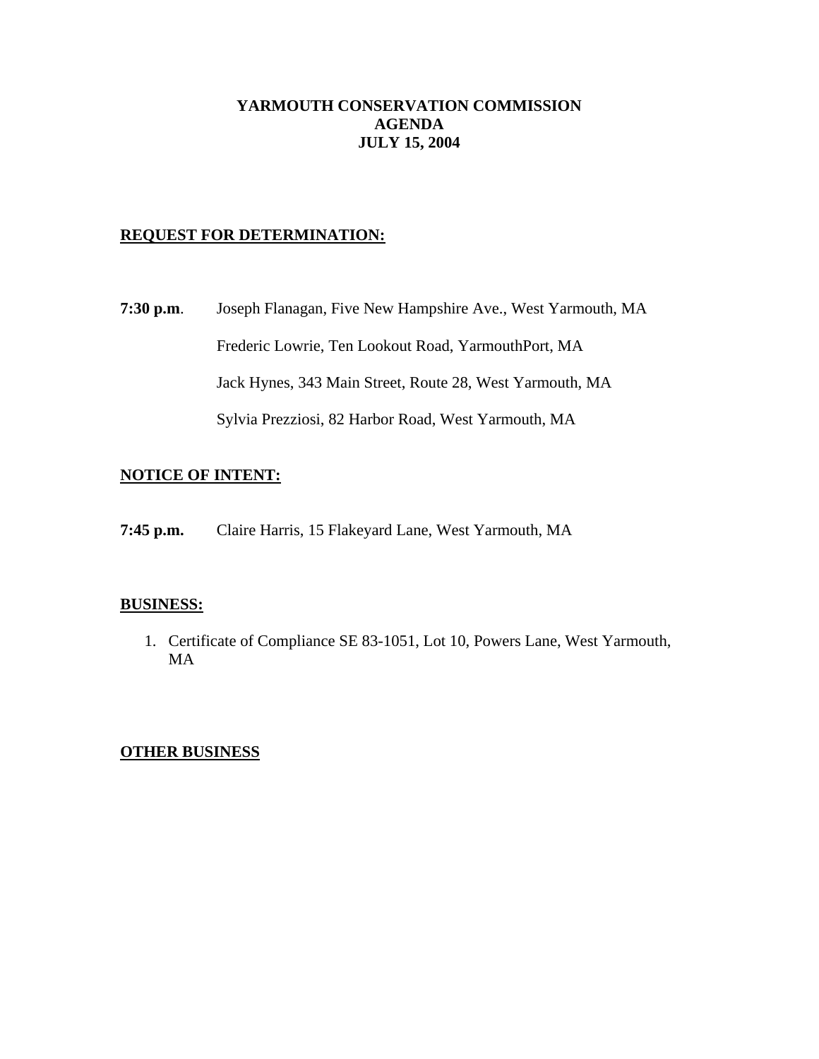# YARMOUTH CONSERVATION COMMISSION
## AGENDA
## JULY 15, 2004

**REQUEST FOR DETERMINATION:**

**7:30 p.m**. Joseph Flanagan, Five New Hampshire Ave., West Yarmouth, MA

Frederic Lowrie, Ten Lookout Road, YarmouthPort, MA

Jack Hynes, 343 Main Street, Route 28, West Yarmouth, MA

Sylvia Prezziosi, 82 Harbor Road, West Yarmouth, MA

**NOTICE OF INTENT:**

**7:45 p.m.** Claire Harris, 15 Flakeyard Lane, West Yarmouth, MA

**BUSINESS:**

1. Certificate of Compliance SE 83-1051, Lot 10, Powers Lane, West Yarmouth, MA

**OTHER BUSINESS**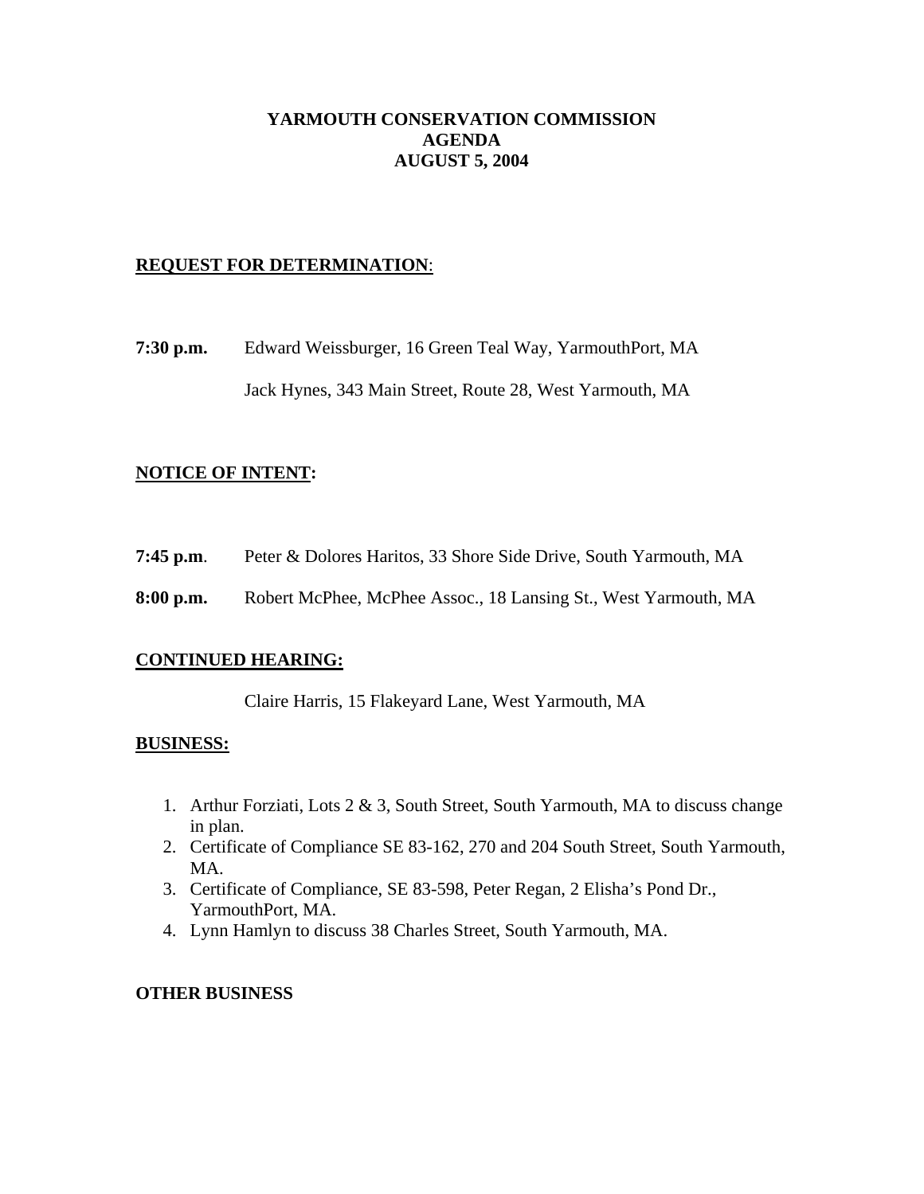# YARMOUTH CONSERVATION COMMISSION
# AGENDA
# AUGUST 5, 2004

**REQUEST FOR DETERMINATION**:

**7:30 p.m.** Edward Weissburger, 16 Green Teal Way, YarmouthPort, MA

Jack Hynes, 343 Main Street, Route 28, West Yarmouth, MA

**NOTICE OF INTENT:**

**7:45 p.m**. Peter & Dolores Haritos, 33 Shore Side Drive, South Yarmouth, MA

**8:00 p.m.** Robert McPhee, McPhee Assoc., 18 Lansing St., West Yarmouth, MA

**CONTINUED HEARING:**

Claire Harris, 15 Flakeyard Lane, West Yarmouth, MA

**BUSINESS:**

1. Arthur Forziati, Lots 2 & 3, South Street, South Yarmouth, MA to discuss change in plan.
2. Certificate of Compliance SE 83-162, 270 and 204 South Street, South Yarmouth, MA.
3. Certificate of Compliance, SE 83-598, Peter Regan, 2 Elisha's Pond Dr., YarmouthPort, MA.
4. Lynn Hamlyn to discuss 38 Charles Street, South Yarmouth, MA.

**OTHER BUSINESS**